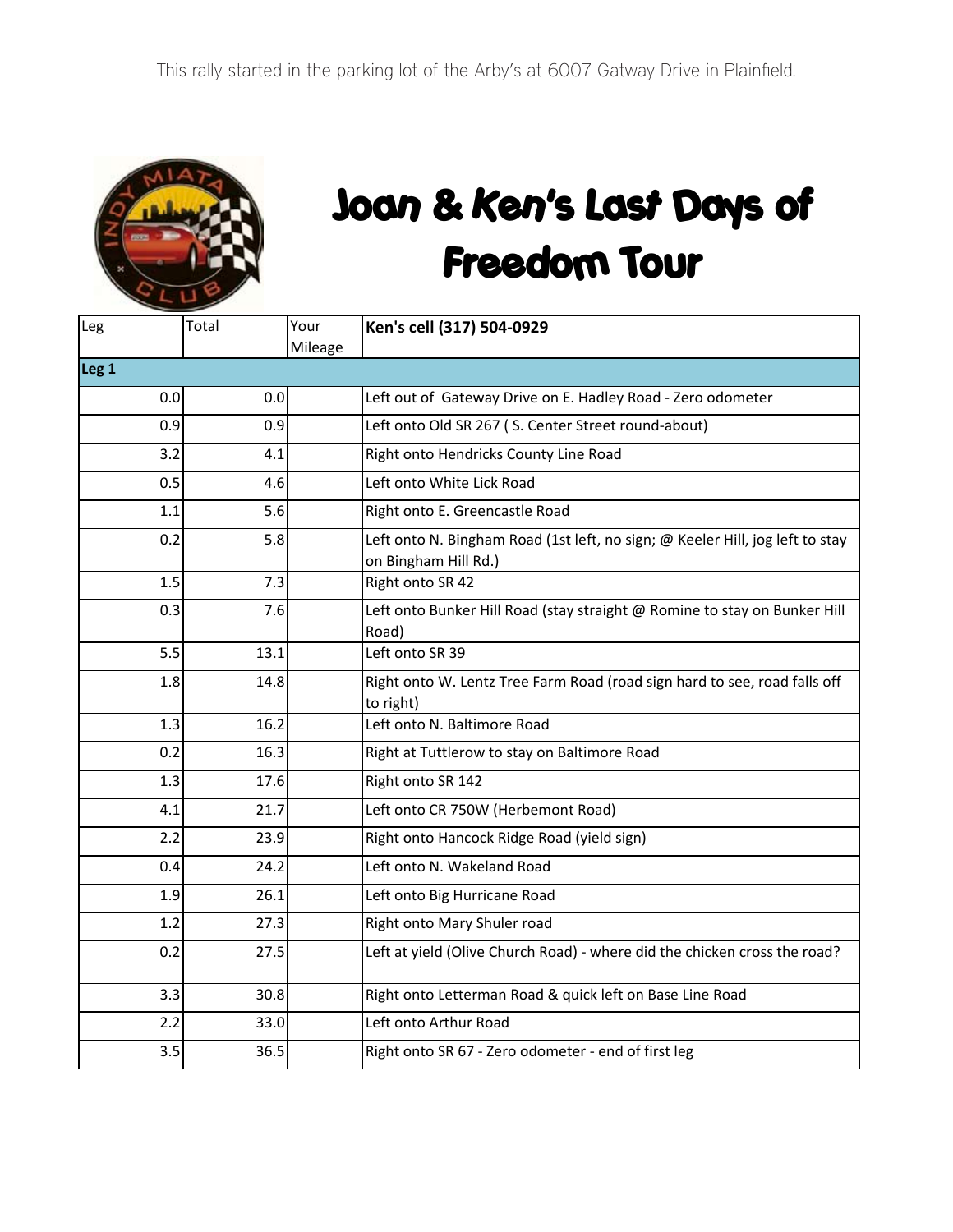This rally started in the parking lot of the Arby's at 6007 Gatway Drive in Plainfield.

# Joan & Ken's Last Days of Freedom Tour

| Leg | Total | Your Mileage | Ken's cell (317) 504-0929 |
|---|---|---|---|
| **Leg 1** | | | |
| 0.0 | 0.0 | | Left out of Gateway Drive on E. Hadley Road - Zero odometer |
| 0.9 | 0.9 | | Left onto Old SR 267 ( S. Center Street round-about) |
| 3.2 | 4.1 | | Right onto Hendricks County Line Road |
| 0.5 | 4.6 | | Left onto White Lick Road |
| 1.1 | 5.6 | | Right onto E. Greencastle Road |
| 0.2 | 5.8 | | Left onto N. Bingham Road (1st left, no sign; @ Keeler Hill, jog left to stay on Bingham Hill Rd.) |
| 1.5 | 7.3 | | Right onto SR 42 |
| 0.3 | 7.6 | | Left onto Bunker Hill Road (stay straight @ Romine to stay on Bunker Hill Road) |
| 5.5 | 13.1 | | Left onto SR 39 |
| 1.8 | 14.8 | | Right onto W. Lentz Tree Farm Road (road sign hard to see, road falls off to right) |
| 1.3 | 16.2 | | Left onto N. Baltimore Road |
| 0.2 | 16.3 | | Right at Tuttlerow to stay on Baltimore Road |
| 1.3 | 17.6 | | Right onto SR 142 |
| 4.1 | 21.7 | | Left onto CR 750W (Herbemont Road) |
| 2.2 | 23.9 | | Right onto Hancock Ridge Road (yield sign) |
| 0.4 | 24.2 | | Left onto N. Wakeland Road |
| 1.9 | 26.1 | | Left onto Big Hurricane Road |
| 1.2 | 27.3 | | Right onto Mary Shuler road |
| 0.2 | 27.5 | | Left at yield (Olive Church Road) - where did the chicken cross the road? |
| 3.3 | 30.8 | | Right onto Letterman Road & quick left on Base Line Road |
| 2.2 | 33.0 | | Left onto Arthur Road |
| 3.5 | 36.5 | | Right onto SR 67 - Zero odometer - end of first leg |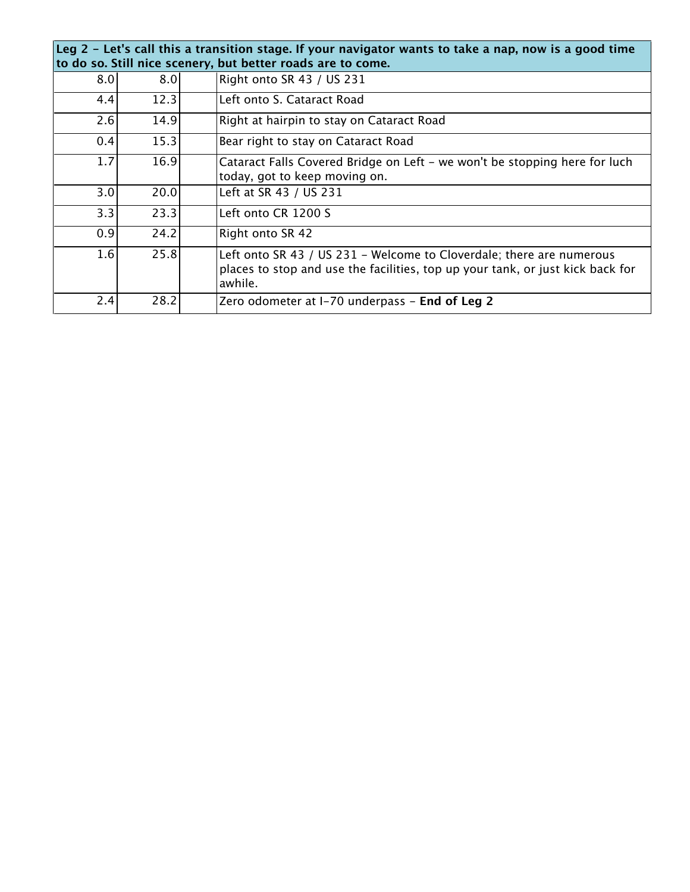| Leg 2 - Let's call this a transition stage. If your navigator wants to take a nap, now is a good time to do so. Still nice scenery, but better roads are to come. | | | |
|---|---|---|---|
| 8.0 | 8.0 | | Right onto SR 43 / US 231 |
| 4.4 | 12.3 | | Left onto S. Cataract Road |
| 2.6 | 14.9 | | Right at hairpin to stay on Cataract Road |
| 0.4 | 15.3 | | Bear right to stay on Cataract Road |
| 1.7 | 16.9 | | Cataract Falls Covered Bridge on Left - we won't be stopping here for luch today, got to keep moving on. |
| 3.0 | 20.0 | | Left at SR 43 / US 231 |
| 3.3 | 23.3 | | Left onto CR 1200 S |
| 0.9 | 24.2 | | Right onto SR 42 |
| 1.6 | 25.8 | | Left onto SR 43 / US 231 - Welcome to Cloverdale; there are numerous places to stop and use the facilities, top up your tank, or just kick back for awhile. |
| 2.4 | 28.2 | | Zero odometer at I-70 underpass - **End of Leg 2** |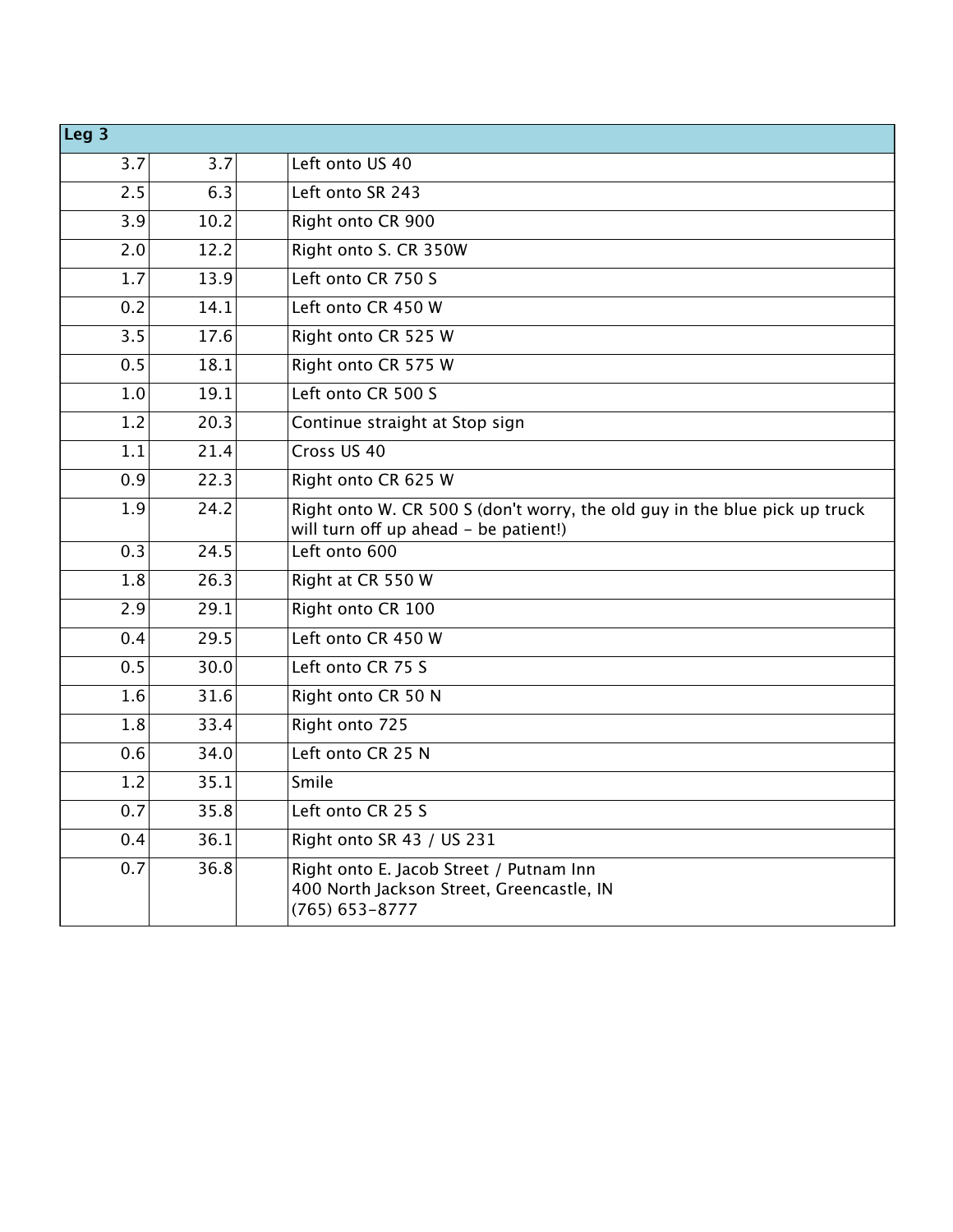| Leg 3 | | | |
|---|---|---|---|
| 3.7 | 3.7 | | Left onto US 40 |
| 2.5 | 6.3 | | Left onto SR 243 |
| 3.9 | 10.2 | | Right onto CR 900 |
| 2.0 | 12.2 | | Right onto S. CR 350W |
| 1.7 | 13.9 | | Left onto CR 750 S |
| 0.2 | 14.1 | | Left onto CR 450 W |
| 3.5 | 17.6 | | Right onto CR 525 W |
| 0.5 | 18.1 | | Right onto CR 575 W |
| 1.0 | 19.1 | | Left onto CR 500 S |
| 1.2 | 20.3 | | Continue straight at Stop sign |
| 1.1 | 21.4 | | Cross US 40 |
| 0.9 | 22.3 | | Right onto CR 625 W |
| 1.9 | 24.2 | | Right onto W. CR 500 S (don't worry, the old guy in the blue pick up truck will turn off up ahead - be patient!) |
| 0.3 | 24.5 | | Left onto 600 |
| 1.8 | 26.3 | | Right at CR 550 W |
| 2.9 | 29.1 | | Right onto CR 100 |
| 0.4 | 29.5 | | Left onto CR 450 W |
| 0.5 | 30.0 | | Left onto CR 75 S |
| 1.6 | 31.6 | | Right onto CR 50 N |
| 1.8 | 33.4 | | Right onto 725 |
| 0.6 | 34.0 | | Left onto CR 25 N |
| 1.2 | 35.1 | | Smile |
| 0.7 | 35.8 | | Left onto CR 25 S |
| 0.4 | 36.1 | | Right onto SR 43 / US 231 |
| 0.7 | 36.8 | | Right onto E. Jacob Street / Putnam Inn<br>400 North Jackson Street, Greencastle, IN<br>(765) 653-8777 |